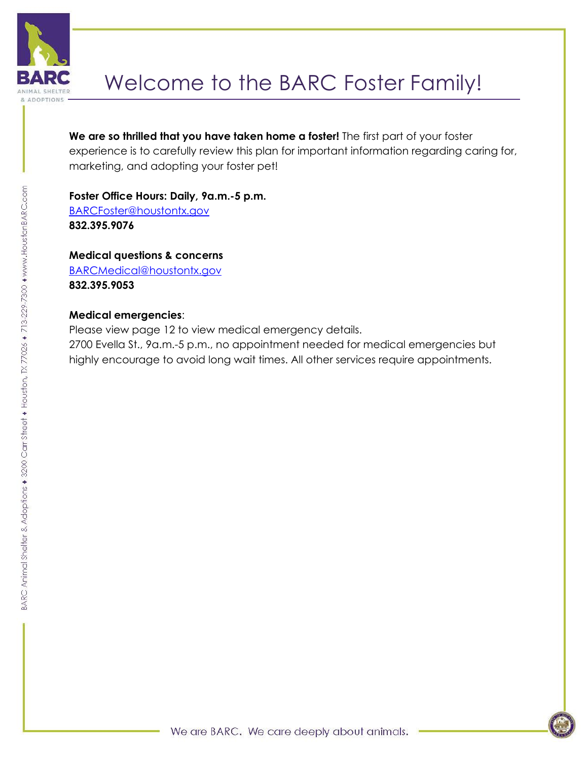# Welcome to the BARC Foster Family!

**We are so thrilled that you have taken home a foster!** The first part of your foster experience is to carefully review this plan for important information regarding caring for, marketing, and adopting your foster pet!

**Foster Office Hours: Daily, 9a.m.-5 p.m.**
BARCFoster@houstontx.gov
**832.395.9076**

**Medical questions & concerns**
BARCMedical@houstontx.gov
**832.395.9053**

**Medical emergencies**:
Please view page 12 to view medical emergency details.
2700 Evella St., 9a.m.-5 p.m., no appointment needed for medical emergencies but highly encourage to avoid long wait times. All other services require appointments.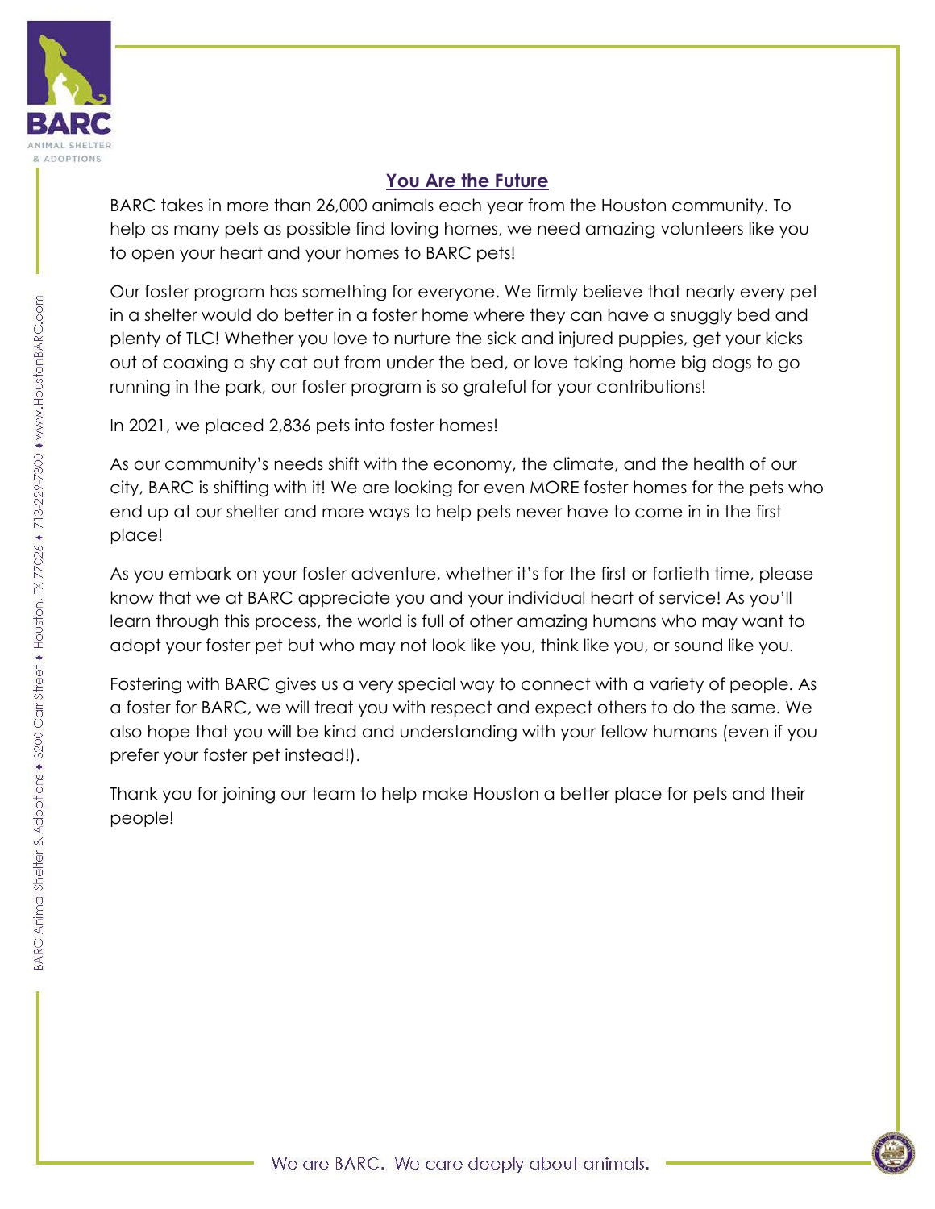## You Are the Future

BARC takes in more than 26,000 animals each year from the Houston community. To help as many pets as possible find loving homes, we need amazing volunteers like you to open your heart and your homes to BARC pets!

Our foster program has something for everyone. We firmly believe that nearly every pet in a shelter would do better in a foster home where they can have a snuggly bed and plenty of TLC! Whether you love to nurture the sick and injured puppies, get your kicks out of coaxing a shy cat out from under the bed, or love taking home big dogs to go running in the park, our foster program is so grateful for your contributions!

In 2021, we placed 2,836 pets into foster homes!

As our community's needs shift with the economy, the climate, and the health of our city, BARC is shifting with it! We are looking for even MORE foster homes for the pets who end up at our shelter and more ways to help pets never have to come in in the first place!

As you embark on your foster adventure, whether it's for the first or fortieth time, please know that we at BARC appreciate you and your individual heart of service! As you'll learn through this process, the world is full of other amazing humans who may want to adopt your foster pet but who may not look like you, think like you, or sound like you.

Fostering with BARC gives us a very special way to connect with a variety of people. As a foster for BARC, we will treat you with respect and expect others to do the same. We also hope that you will be kind and understanding with your fellow humans (even if you prefer your foster pet instead!).

Thank you for joining our team to help make Houston a better place for pets and their people!